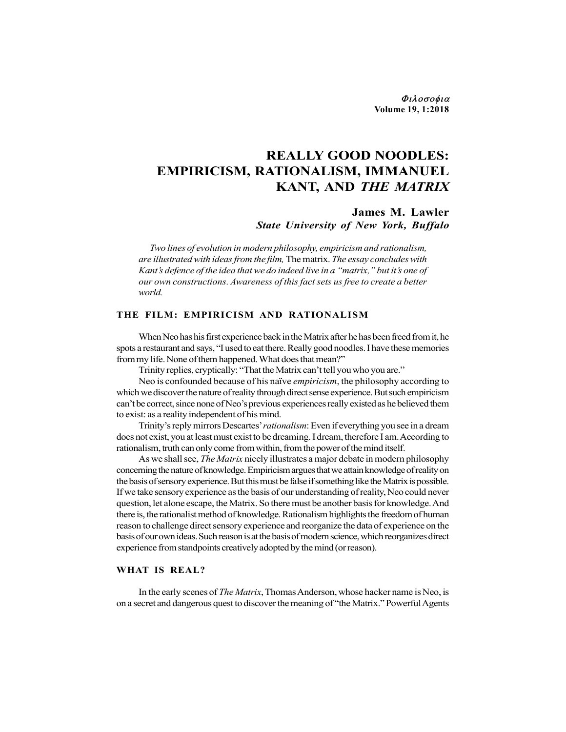# REALLY GOOD NOODLES: EMPIRICISM, RATIONALISM, IMMANUEL KANT, AND *THE MATRIX*

**James M. Lawler**
***State University of New York, Buffalo***

*Two lines of evolution in modern philosophy, empiricism and rationalism, are illustrated with ideas from the film,* The matrix. *The essay concludes with Kant's defence of the idea that we do indeed live in a "matrix," but it's one of our own constructions. Awareness of this fact sets us free to create a better world.*

## THE FILM: EMPIRICISM AND RATIONALISM

When Neo has his first experience back in the Matrix after he has been freed from it, he spots a restaurant and says, "I used to eat there. Really good noodles. I have these memories from my life. None of them happened. What does that mean?"

Trinity replies, cryptically: "That the Matrix can't tell you who you are."

Neo is confounded because of his naïve *empiricism*, the philosophy according to which we discover the nature of reality through direct sense experience. But such empiricism can't be correct, since none of Neo's previous experiences really existed as he believed them to exist: as a reality independent of his mind.

Trinity's reply mirrors Descartes' *rationalism*: Even if everything you see in a dream does not exist, you at least must exist to be dreaming. I dream, therefore I am. According to rationalism, truth can only come from within, from the power of the mind itself.

As we shall see, *The Matrix* nicely illustrates a major debate in modern philosophy concerning the nature of knowledge. Empiricism argues that we attain knowledge of reality on the basis of sensory experience. But this must be false if something like the Matrix is possible. If we take sensory experience as the basis of our understanding of reality, Neo could never question, let alone escape, the Matrix. So there must be another basis for knowledge. And there is, the rationalist method of knowledge. Rationalism highlights the freedom of human reason to challenge direct sensory experience and reorganize the data of experience on the basis of our own ideas. Such reason is at the basis of modern science, which reorganizes direct experience from standpoints creatively adopted by the mind (or reason).

## WHAT IS REAL?

In the early scenes of *The Matrix*, Thomas Anderson, whose hacker name is Neo, is on a secret and dangerous quest to discover the meaning of "the Matrix." Powerful Agents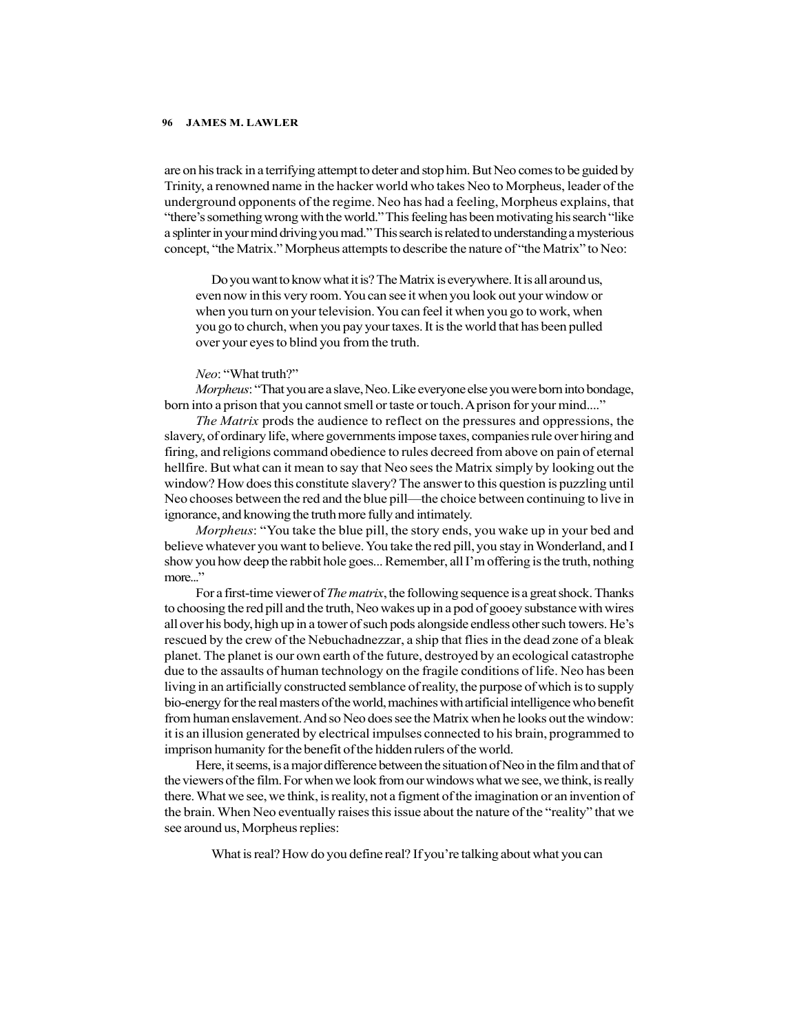are on his track in a terrifying attempt to deter and stop him. But Neo comes to be guided by Trinity, a renowned name in the hacker world who takes Neo to Morpheus, leader of the underground opponents of the regime. Neo has had a feeling, Morpheus explains, that "there's something wrong with the world." This feeling has been motivating his search "like a splinter in your mind driving you mad." This search is related to understanding a mysterious concept, "the Matrix." Morpheus attempts to describe the nature of "the Matrix" to Neo:

> Do you want to know what it is? The Matrix is everywhere. It is all around us, even now in this very room. You can see it when you look out your window or when you turn on your television. You can feel it when you go to work, when you go to church, when you pay your taxes. It is the world that has been pulled over your eyes to blind you from the truth.

*Neo*: "What truth?"

*Morpheus*: "That you are a slave, Neo. Like everyone else you were born into bondage, born into a prison that you cannot smell or taste or touch. A prison for your mind...."

*The Matrix* prods the audience to reflect on the pressures and oppressions, the slavery, of ordinary life, where governments impose taxes, companies rule over hiring and firing, and religions command obedience to rules decreed from above on pain of eternal hellfire. But what can it mean to say that Neo sees the Matrix simply by looking out the window? How does this constitute slavery? The answer to this question is puzzling until Neo chooses between the red and the blue pill—the choice between continuing to live in ignorance, and knowing the truth more fully and intimately.

*Morpheus*: "You take the blue pill, the story ends, you wake up in your bed and believe whatever you want to believe. You take the red pill, you stay in Wonderland, and I show you how deep the rabbit hole goes... Remember, all I'm offering is the truth, nothing more..."

For a first-time viewer of *The matrix*, the following sequence is a great shock. Thanks to choosing the red pill and the truth, Neo wakes up in a pod of gooey substance with wires all over his body, high up in a tower of such pods alongside endless other such towers. He's rescued by the crew of the Nebuchadnezzar, a ship that flies in the dead zone of a bleak planet. The planet is our own earth of the future, destroyed by an ecological catastrophe due to the assaults of human technology on the fragile conditions of life. Neo has been living in an artificially constructed semblance of reality, the purpose of which is to supply bio-energy for the real masters of the world, machines with artificial intelligence who benefit from human enslavement. And so Neo does see the Matrix when he looks out the window: it is an illusion generated by electrical impulses connected to his brain, programmed to imprison humanity for the benefit of the hidden rulers of the world.

Here, it seems, is a major difference between the situation of Neo in the film and that of the viewers of the film. For when we look from our windows what we see, we think, is really there. What we see, we think, is reality, not a figment of the imagination or an invention of the brain. When Neo eventually raises this issue about the nature of the "reality" that we see around us, Morpheus replies:

> What is real? How do you define real? If you're talking about what you can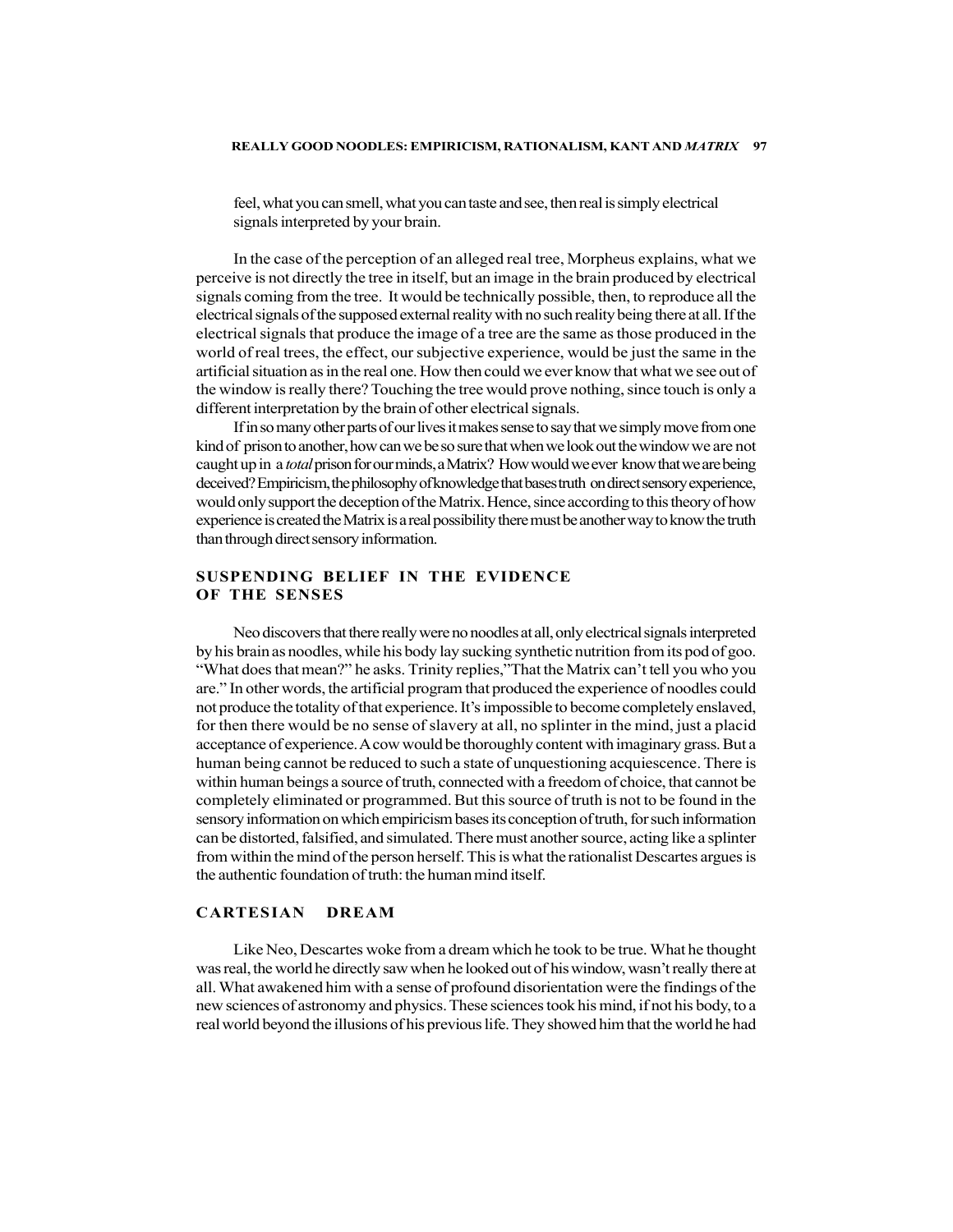feel, what you can smell, what you can taste and see, then real is simply electrical signals interpreted by your brain.

In the case of the perception of an alleged real tree, Morpheus explains, what we perceive is not directly the tree in itself, but an image in the brain produced by electrical signals coming from the tree. It would be technically possible, then, to reproduce all the electrical signals of the supposed external reality with no such reality being there at all. If the electrical signals that produce the image of a tree are the same as those produced in the world of real trees, the effect, our subjective experience, would be just the same in the artificial situation as in the real one. How then could we ever know that what we see out of the window is really there? Touching the tree would prove nothing, since touch is only a different interpretation by the brain of other electrical signals.

If in so many other parts of our lives it makes sense to say that we simply move from one kind of prison to another, how can we be so sure that when we look out the window we are not caught up in a *total* prison for our minds, a Matrix? How would we ever know that we are being deceived? Empiricism, the philosophy of knowledge that bases truth on direct sensory experience, would only support the deception of the Matrix. Hence, since according to this theory of how experience is created the Matrix is a real possibility there must be another way to know the truth than through direct sensory information.

## SUSPENDING BELIEF IN THE EVIDENCE OF THE SENSES

Neo discovers that there really were no noodles at all, only electrical signals interpreted by his brain as noodles, while his body lay sucking synthetic nutrition from its pod of goo. "What does that mean?" he asks. Trinity replies,"That the Matrix can't tell you who you are." In other words, the artificial program that produced the experience of noodles could not produce the totality of that experience. It's impossible to become completely enslaved, for then there would be no sense of slavery at all, no splinter in the mind, just a placid acceptance of experience. A cow would be thoroughly content with imaginary grass. But a human being cannot be reduced to such a state of unquestioning acquiescence. There is within human beings a source of truth, connected with a freedom of choice, that cannot be completely eliminated or programmed. But this source of truth is not to be found in the sensory information on which empiricism bases its conception of truth, for such information can be distorted, falsified, and simulated. There must another source, acting like a splinter from within the mind of the person herself. This is what the rationalist Descartes argues is the authentic foundation of truth: the human mind itself.

## CARTESIAN DREAM

Like Neo, Descartes woke from a dream which he took to be true. What he thought was real, the world he directly saw when he looked out of his window, wasn't really there at all. What awakened him with a sense of profound disorientation were the findings of the new sciences of astronomy and physics. These sciences took his mind, if not his body, to a real world beyond the illusions of his previous life. They showed him that the world he had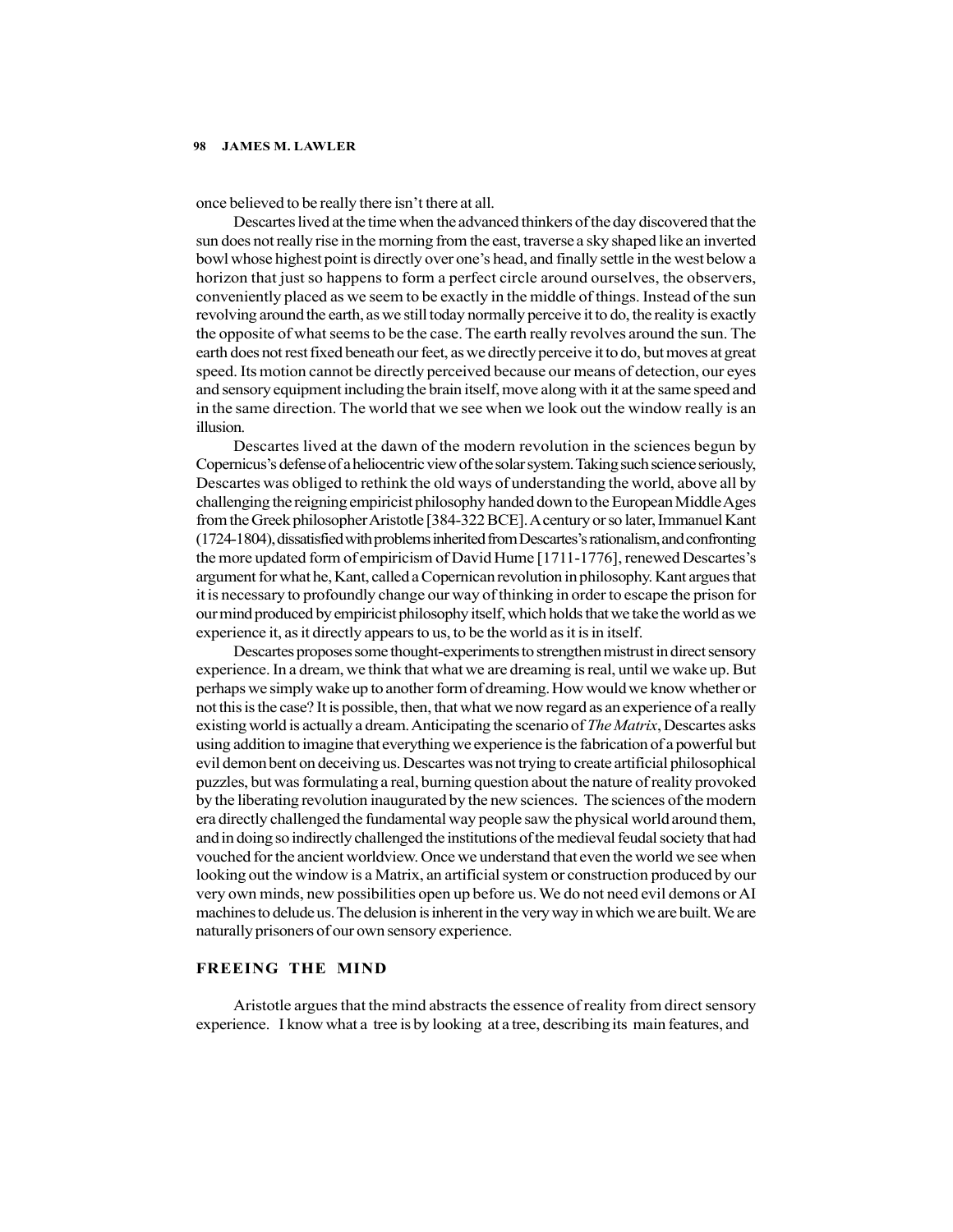once believed to be really there isn't there at all.

Descartes lived at the time when the advanced thinkers of the day discovered that the sun does not really rise in the morning from the east, traverse a sky shaped like an inverted bowl whose highest point is directly over one's head, and finally settle in the west below a horizon that just so happens to form a perfect circle around ourselves, the observers, conveniently placed as we seem to be exactly in the middle of things. Instead of the sun revolving around the earth, as we still today normally perceive it to do, the reality is exactly the opposite of what seems to be the case. The earth really revolves around the sun. The earth does not rest fixed beneath our feet, as we directly perceive it to do, but moves at great speed. Its motion cannot be directly perceived because our means of detection, our eyes and sensory equipment including the brain itself, move along with it at the same speed and in the same direction. The world that we see when we look out the window really is an illusion.

Descartes lived at the dawn of the modern revolution in the sciences begun by Copernicus's defense of a heliocentric view of the solar system. Taking such science seriously, Descartes was obliged to rethink the old ways of understanding the world, above all by challenging the reigning empiricist philosophy handed down to the European Middle Ages from the Greek philosopher Aristotle [384-322 BCE]. A century or so later, Immanuel Kant (1724-1804), dissatisfied with problems inherited from Descartes's rationalism, and confronting the more updated form of empiricism of David Hume [1711-1776], renewed Descartes's argument for what he, Kant, called a Copernican revolution in philosophy. Kant argues that it is necessary to profoundly change our way of thinking in order to escape the prison for our mind produced by empiricist philosophy itself, which holds that we take the world as we experience it, as it directly appears to us, to be the world as it is in itself.

Descartes proposes some thought-experiments to strengthen mistrust in direct sensory experience. In a dream, we think that what we are dreaming is real, until we wake up. But perhaps we simply wake up to another form of dreaming. How would we know whether or not this is the case? It is possible, then, that what we now regard as an experience of a really existing world is actually a dream. Anticipating the scenario of *The Matrix*, Descartes asks using addition to imagine that everything we experience is the fabrication of a powerful but evil demon bent on deceiving us. Descartes was not trying to create artificial philosophical puzzles, but was formulating a real, burning question about the nature of reality provoked by the liberating revolution inaugurated by the new sciences. The sciences of the modern era directly challenged the fundamental way people saw the physical world around them, and in doing so indirectly challenged the institutions of the medieval feudal society that had vouched for the ancient worldview. Once we understand that even the world we see when looking out the window is a Matrix, an artificial system or construction produced by our very own minds, new possibilities open up before us. We do not need evil demons or AI machines to delude us. The delusion is inherent in the very way in which we are built. We are naturally prisoners of our own sensory experience.

## FREEING THE MIND

Aristotle argues that the mind abstracts the essence of reality from direct sensory experience. I know what a tree is by looking at a tree, describing its main features, and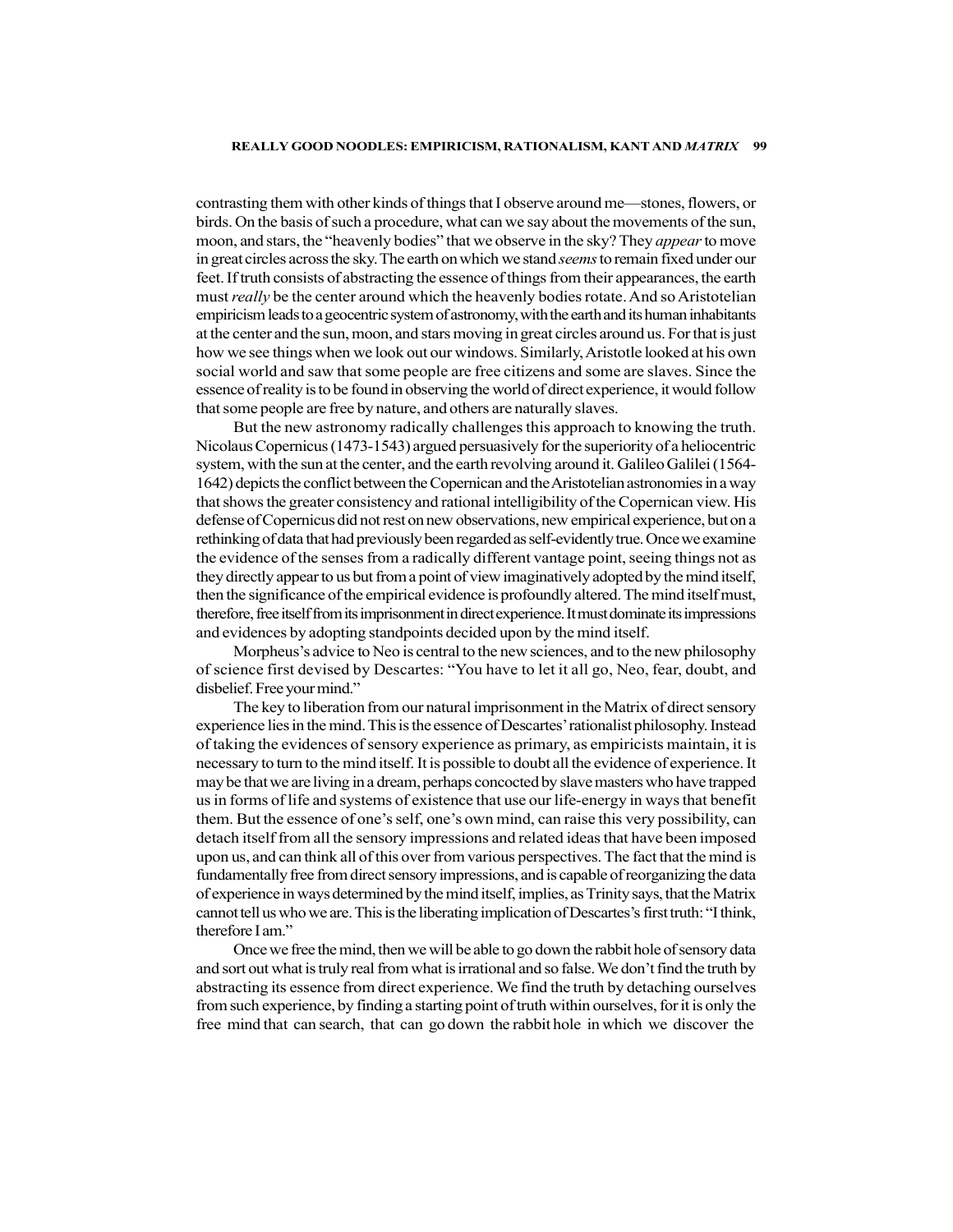contrasting them with other kinds of things that I observe around me—stones, flowers, or birds. On the basis of such a procedure, what can we say about the movements of the sun, moon, and stars, the "heavenly bodies" that we observe in the sky? They *appear* to move in great circles across the sky. The earth on which we stand *seems* to remain fixed under our feet. If truth consists of abstracting the essence of things from their appearances, the earth must *really* be the center around which the heavenly bodies rotate. And so Aristotelian empiricism leads to a geocentric system of astronomy, with the earth and its human inhabitants at the center and the sun, moon, and stars moving in great circles around us. For that is just how we see things when we look out our windows. Similarly, Aristotle looked at his own social world and saw that some people are free citizens and some are slaves. Since the essence of reality is to be found in observing the world of direct experience, it would follow that some people are free by nature, and others are naturally slaves.

But the new astronomy radically challenges this approach to knowing the truth. Nicolaus Copernicus (1473-1543) argued persuasively for the superiority of a heliocentric system, with the sun at the center, and the earth revolving around it. Galileo Galilei (1564-1642) depicts the conflict between the Copernican and the Aristotelian astronomies in a way that shows the greater consistency and rational intelligibility of the Copernican view. His defense of Copernicus did not rest on new observations, new empirical experience, but on a rethinking of data that had previously been regarded as self-evidently true. Once we examine the evidence of the senses from a radically different vantage point, seeing things not as they directly appear to us but from a point of view imaginatively adopted by the mind itself, then the significance of the empirical evidence is profoundly altered. The mind itself must, therefore, free itself from its imprisonment in direct experience. It must dominate its impressions and evidences by adopting standpoints decided upon by the mind itself.

Morpheus's advice to Neo is central to the new sciences, and to the new philosophy of science first devised by Descartes: "You have to let it all go, Neo, fear, doubt, and disbelief. Free your mind."

The key to liberation from our natural imprisonment in the Matrix of direct sensory experience lies in the mind. This is the essence of Descartes' rationalist philosophy. Instead of taking the evidences of sensory experience as primary, as empiricists maintain, it is necessary to turn to the mind itself. It is possible to doubt all the evidence of experience. It may be that we are living in a dream, perhaps concocted by slave masters who have trapped us in forms of life and systems of existence that use our life-energy in ways that benefit them. But the essence of one's self, one's own mind, can raise this very possibility, can detach itself from all the sensory impressions and related ideas that have been imposed upon us, and can think all of this over from various perspectives. The fact that the mind is fundamentally free from direct sensory impressions, and is capable of reorganizing the data of experience in ways determined by the mind itself, implies, as Trinity says, that the Matrix cannot tell us who we are. This is the liberating implication of Descartes's first truth: "I think, therefore I am."

Once we free the mind, then we will be able to go down the rabbit hole of sensory data and sort out what is truly real from what is irrational and so false. We don't find the truth by abstracting its essence from direct experience. We find the truth by detaching ourselves from such experience, by finding a starting point of truth within ourselves, for it is only the free mind that can search, that can go down the rabbit hole in which we discover the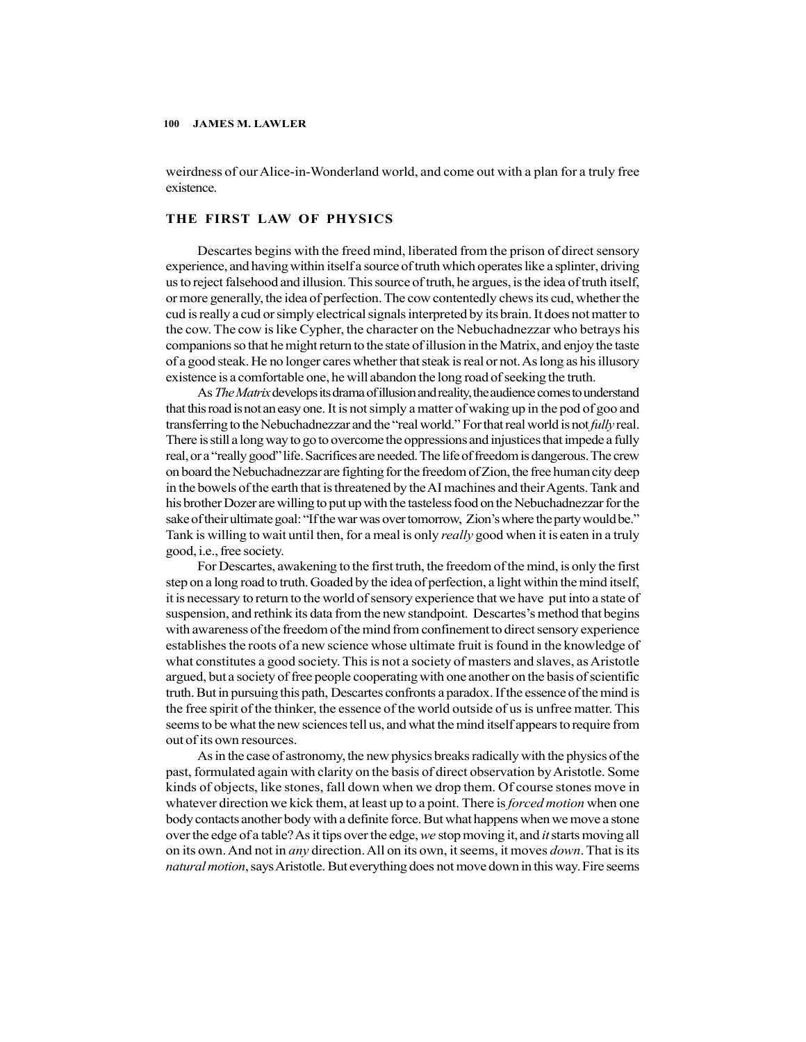weirdness of our Alice-in-Wonderland world, and come out with a plan for a truly free existence.

## THE FIRST LAW OF PHYSICS

Descartes begins with the freed mind, liberated from the prison of direct sensory experience, and having within itself a source of truth which operates like a splinter, driving us to reject falsehood and illusion. This source of truth, he argues, is the idea of truth itself, or more generally, the idea of perfection. The cow contentedly chews its cud, whether the cud is really a cud or simply electrical signals interpreted by its brain. It does not matter to the cow. The cow is like Cypher, the character on the Nebuchadnezzar who betrays his companions so that he might return to the state of illusion in the Matrix, and enjoy the taste of a good steak. He no longer cares whether that steak is real or not. As long as his illusory existence is a comfortable one, he will abandon the long road of seeking the truth.

As *The Matrix* develops its drama of illusion and reality, the audience comes to understand that this road is not an easy one. It is not simply a matter of waking up in the pod of goo and transferring to the Nebuchadnezzar and the "real world." For that real world is not *fully* real. There is still a long way to go to overcome the oppressions and injustices that impede a fully real, or a "really good" life. Sacrifices are needed. The life of freedom is dangerous. The crew on board the Nebuchadnezzar are fighting for the freedom of Zion, the free human city deep in the bowels of the earth that is threatened by the AI machines and their Agents. Tank and his brother Dozer are willing to put up with the tasteless food on the Nebuchadnezzar for the sake of their ultimate goal: "If the war was over tomorrow, Zion's where the party would be." Tank is willing to wait until then, for a meal is only *really* good when it is eaten in a truly good, i.e., free society.

For Descartes, awakening to the first truth, the freedom of the mind, is only the first step on a long road to truth. Goaded by the idea of perfection, a light within the mind itself, it is necessary to return to the world of sensory experience that we have put into a state of suspension, and rethink its data from the new standpoint. Descartes's method that begins with awareness of the freedom of the mind from confinement to direct sensory experience establishes the roots of a new science whose ultimate fruit is found in the knowledge of what constitutes a good society. This is not a society of masters and slaves, as Aristotle argued, but a society of free people cooperating with one another on the basis of scientific truth. But in pursuing this path, Descartes confronts a paradox. If the essence of the mind is the free spirit of the thinker, the essence of the world outside of us is unfree matter. This seems to be what the new sciences tell us, and what the mind itself appears to require from out of its own resources.

As in the case of astronomy, the new physics breaks radically with the physics of the past, formulated again with clarity on the basis of direct observation by Aristotle. Some kinds of objects, like stones, fall down when we drop them. Of course stones move in whatever direction we kick them, at least up to a point. There is *forced motion* when one body contacts another body with a definite force. But what happens when we move a stone over the edge of a table? As it tips over the edge, *we* stop moving it, and *it* starts moving all on its own. And not in *any* direction. All on its own, it seems, it moves *down*. That is its *natural motion*, says Aristotle. But everything does not move down in this way. Fire seems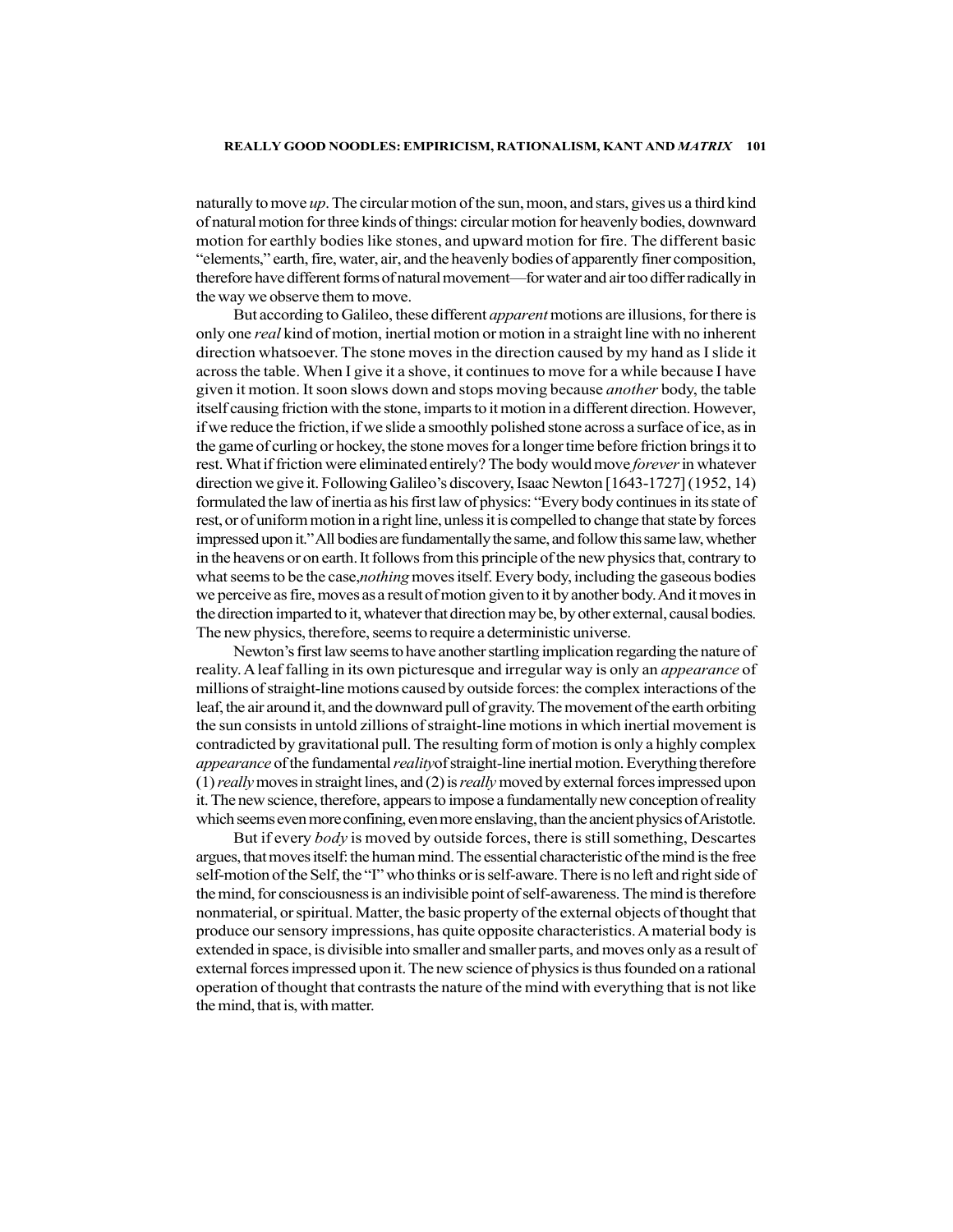naturally to move *up*. The circular motion of the sun, moon, and stars, gives us a third kind of natural motion for three kinds of things: circular motion for heavenly bodies, downward motion for earthly bodies like stones, and upward motion for fire. The different basic "elements," earth, fire, water, air, and the heavenly bodies of apparently finer composition, therefore have different forms of natural movement—for water and air too differ radically in the way we observe them to move.

But according to Galileo, these different *apparent* motions are illusions, for there is only one *real* kind of motion, inertial motion or motion in a straight line with no inherent direction whatsoever. The stone moves in the direction caused by my hand as I slide it across the table. When I give it a shove, it continues to move for a while because I have given it motion. It soon slows down and stops moving because *another* body, the table itself causing friction with the stone, imparts to it motion in a different direction. However, if we reduce the friction, if we slide a smoothly polished stone across a surface of ice, as in the game of curling or hockey, the stone moves for a longer time before friction brings it to rest. What if friction were eliminated entirely? The body would move *forever* in whatever direction we give it. Following Galileo's discovery, Isaac Newton [1643-1727] (1952, 14) formulated the law of inertia as his first law of physics: "Every body continues in its state of rest, or of uniform motion in a right line, unless it is compelled to change that state by forces impressed upon it." All bodies are fundamentally the same, and follow this same law, whether in the heavens or on earth. It follows from this principle of the new physics that, contrary to what seems to be the case, *nothing* moves itself. Every body, including the gaseous bodies we perceive as fire, moves as a result of motion given to it by another body. And it moves in the direction imparted to it, whatever that direction may be, by other external, causal bodies. The new physics, therefore, seems to require a deterministic universe.

Newton's first law seems to have another startling implication regarding the nature of reality. A leaf falling in its own picturesque and irregular way is only an *appearance* of millions of straight-line motions caused by outside forces: the complex interactions of the leaf, the air around it, and the downward pull of gravity. The movement of the earth orbiting the sun consists in untold zillions of straight-line motions in which inertial movement is contradicted by gravitational pull. The resulting form of motion is only a highly complex *appearance* of the fundamental *reality* of straight-line inertial motion. Everything therefore (1) *really* moves in straight lines, and (2) is *really* moved by external forces impressed upon it. The new science, therefore, appears to impose a fundamentally new conception of reality which seems even more confining, even more enslaving, than the ancient physics of Aristotle.

But if every *body* is moved by outside forces, there is still something, Descartes argues, that moves itself: the human mind. The essential characteristic of the mind is the free self-motion of the Self, the "I" who thinks or is self-aware. There is no left and right side of the mind, for consciousness is an indivisible point of self-awareness. The mind is therefore nonmaterial, or spiritual. Matter, the basic property of the external objects of thought that produce our sensory impressions, has quite opposite characteristics. A material body is extended in space, is divisible into smaller and smaller parts, and moves only as a result of external forces impressed upon it. The new science of physics is thus founded on a rational operation of thought that contrasts the nature of the mind with everything that is not like the mind, that is, with matter.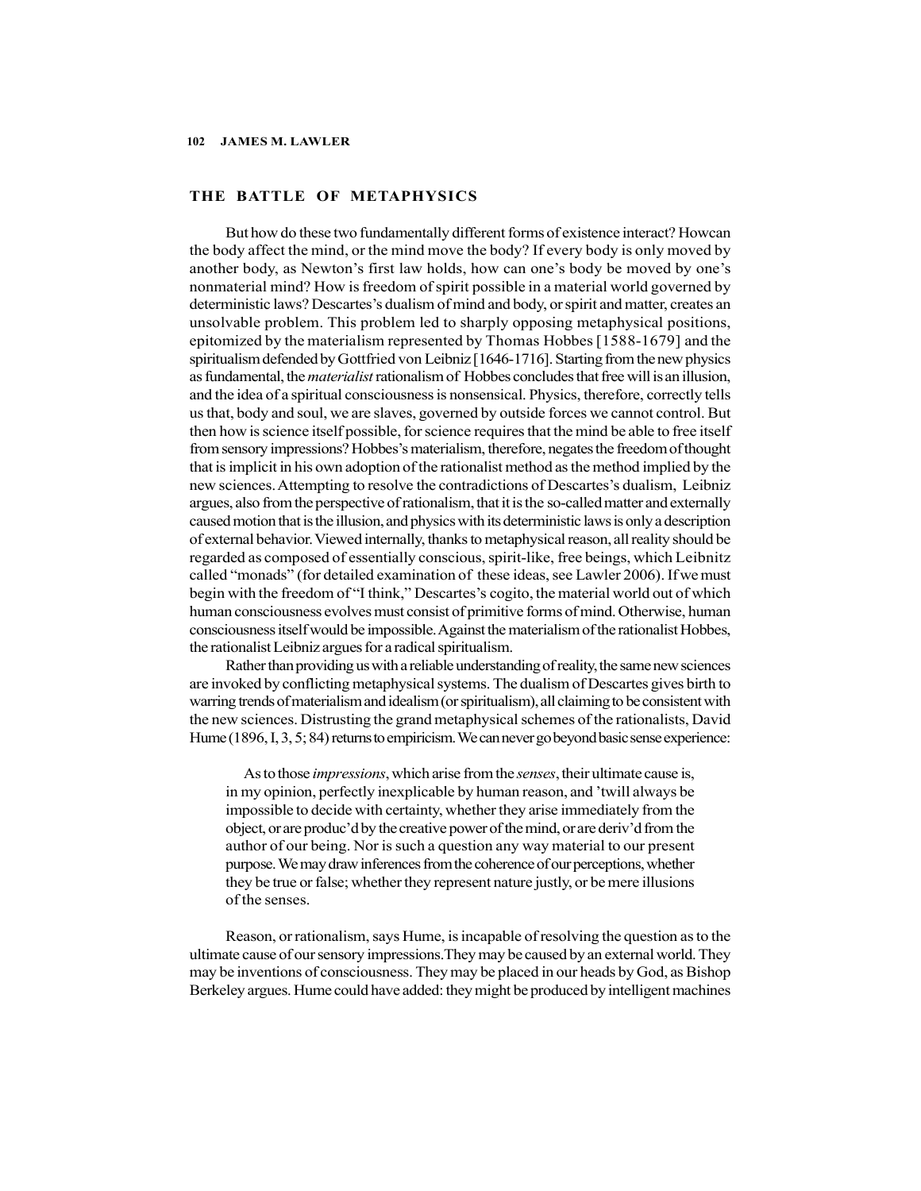## THE BATTLE OF METAPHYSICS

But how do these two fundamentally different forms of existence interact? Howcan the body affect the mind, or the mind move the body? If every body is only moved by another body, as Newton's first law holds, how can one's body be moved by one's nonmaterial mind? How is freedom of spirit possible in a material world governed by deterministic laws? Descartes's dualism of mind and body, or spirit and matter, creates an unsolvable problem. This problem led to sharply opposing metaphysical positions, epitomized by the materialism represented by Thomas Hobbes [1588-1679] and the spiritualism defended by Gottfried von Leibniz [1646-1716]. Starting from the new physics as fundamental, the *materialist* rationalism of Hobbes concludes that free will is an illusion, and the idea of a spiritual consciousness is nonsensical. Physics, therefore, correctly tells us that, body and soul, we are slaves, governed by outside forces we cannot control. But then how is science itself possible, for science requires that the mind be able to free itself from sensory impressions? Hobbes's materialism, therefore, negates the freedom of thought that is implicit in his own adoption of the rationalist method as the method implied by the new sciences. Attempting to resolve the contradictions of Descartes's dualism, Leibniz argues, also from the perspective of rationalism, that it is the so-called matter and externally caused motion that is the illusion, and physics with its deterministic laws is only a description of external behavior. Viewed internally, thanks to metaphysical reason, all reality should be regarded as composed of essentially conscious, spirit-like, free beings, which Leibnitz called "monads" (for detailed examination of these ideas, see Lawler 2006). If we must begin with the freedom of "I think," Descartes's cogito, the material world out of which human consciousness evolves must consist of primitive forms of mind. Otherwise, human consciousness itself would be impossible. Against the materialism of the rationalist Hobbes, the rationalist Leibniz argues for a radical spiritualism.

Rather than providing us with a reliable understanding of reality, the same new sciences are invoked by conflicting metaphysical systems. The dualism of Descartes gives birth to warring trends of materialism and idealism (or spiritualism), all claiming to be consistent with the new sciences. Distrusting the grand metaphysical schemes of the rationalists, David Hume (1896, I, 3, 5; 84) returns to empiricism. We can never go beyond basic sense experience:

> As to those *impressions*, which arise from the *senses*, their ultimate cause is, in my opinion, perfectly inexplicable by human reason, and 'twill always be impossible to decide with certainty, whether they arise immediately from the object, or are produc'd by the creative power of the mind, or are deriv'd from the author of our being. Nor is such a question any way material to our present purpose. We may draw inferences from the coherence of our perceptions, whether they be true or false; whether they represent nature justly, or be mere illusions of the senses.

Reason, or rationalism, says Hume, is incapable of resolving the question as to the ultimate cause of our sensory impressions.They may be caused by an external world. They may be inventions of consciousness. They may be placed in our heads by God, as Bishop Berkeley argues. Hume could have added: they might be produced by intelligent machines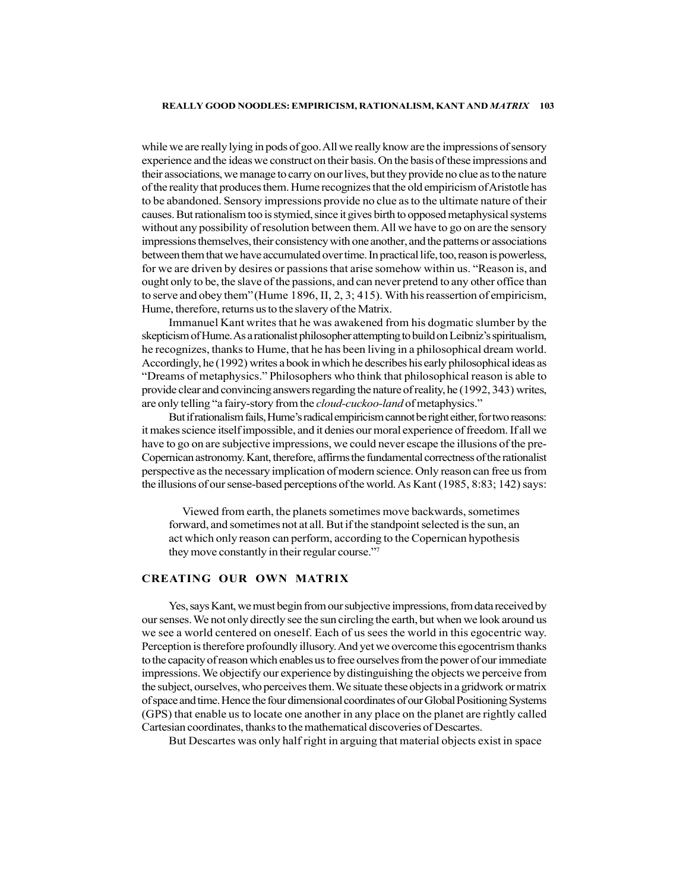while we are really lying in pods of goo. All we really know are the impressions of sensory experience and the ideas we construct on their basis. On the basis of these impressions and their associations, we manage to carry on our lives, but they provide no clue as to the nature of the reality that produces them. Hume recognizes that the old empiricism of Aristotle has to be abandoned. Sensory impressions provide no clue as to the ultimate nature of their causes. But rationalism too is stymied, since it gives birth to opposed metaphysical systems without any possibility of resolution between them. All we have to go on are the sensory impressions themselves, their consistency with one another, and the patterns or associations between them that we have accumulated over time. In practical life, too, reason is powerless, for we are driven by desires or passions that arise somehow within us. "Reason is, and ought only to be, the slave of the passions, and can never pretend to any other office than to serve and obey them" (Hume 1896, II, 2, 3; 415). With his reassertion of empiricism, Hume, therefore, returns us to the slavery of the Matrix.

Immanuel Kant writes that he was awakened from his dogmatic slumber by the skepticism of Hume. As a rationalist philosopher attempting to build on Leibniz's spiritualism, he recognizes, thanks to Hume, that he has been living in a philosophical dream world. Accordingly, he (1992) writes a book in which he describes his early philosophical ideas as "Dreams of metaphysics." Philosophers who think that philosophical reason is able to provide clear and convincing answers regarding the nature of reality, he (1992, 343) writes, are only telling "a fairy-story from the *cloud-cuckoo-land* of metaphysics."

But if rationalism fails, Hume's radical empiricism cannot be right either, for two reasons: it makes science itself impossible, and it denies our moral experience of freedom. If all we have to go on are subjective impressions, we could never escape the illusions of the pre-Copernican astronomy. Kant, therefore, affirms the fundamental correctness of the rationalist perspective as the necessary implication of modern science. Only reason can free us from the illusions of our sense-based perceptions of the world. As Kant (1985, 8:83; 142) says:

> Viewed from earth, the planets sometimes move backwards, sometimes forward, and sometimes not at all. But if the standpoint selected is the sun, an act which only reason can perform, according to the Copernican hypothesis they move constantly in their regular course."[7]

## CREATING OUR OWN MATRIX

Yes, says Kant, we must begin from our subjective impressions, from data received by our senses. We not only directly see the sun circling the earth, but when we look around us we see a world centered on oneself. Each of us sees the world in this egocentric way. Perception is therefore profoundly illusory. And yet we overcome this egocentrism thanks to the capacity of reason which enables us to free ourselves from the power of our immediate impressions. We objectify our experience by distinguishing the objects we perceive from the subject, ourselves, who perceives them. We situate these objects in a gridwork or matrix of space and time. Hence the four dimensional coordinates of our Global Positioning Systems (GPS) that enable us to locate one another in any place on the planet are rightly called Cartesian coordinates, thanks to the mathematical discoveries of Descartes.

But Descartes was only half right in arguing that material objects exist in space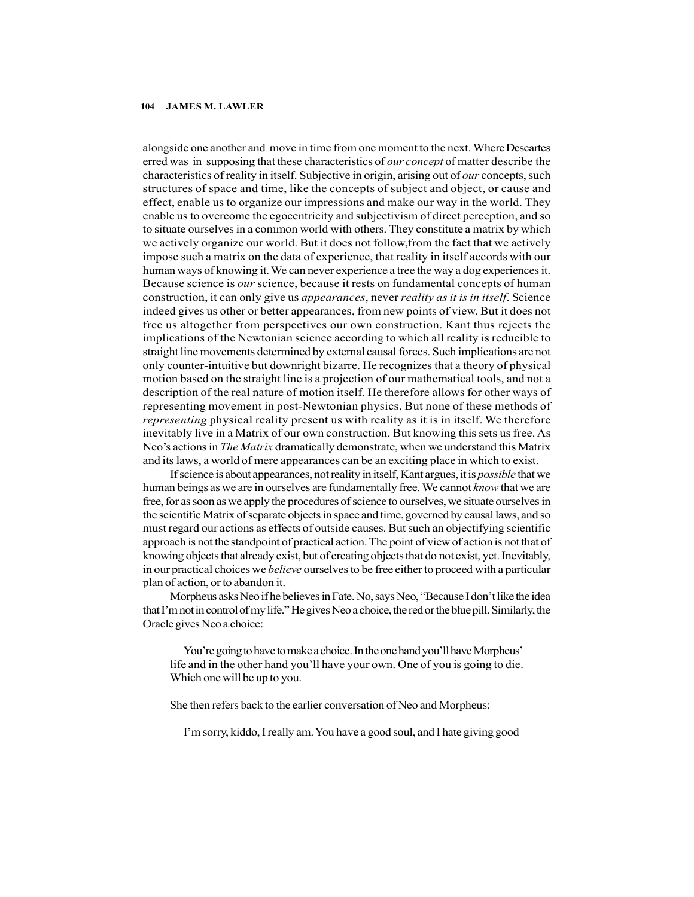alongside one another and move in time from one moment to the next. Where Descartes erred was in supposing that these characteristics of *our concept* of matter describe the characteristics of reality in itself. Subjective in origin, arising out of *our* concepts, such structures of space and time, like the concepts of subject and object, or cause and effect, enable us to organize our impressions and make our way in the world. They enable us to overcome the egocentricity and subjectivism of direct perception, and so to situate ourselves in a common world with others. They constitute a matrix by which we actively organize our world. But it does not follow,from the fact that we actively impose such a matrix on the data of experience, that reality in itself accords with our human ways of knowing it. We can never experience a tree the way a dog experiences it. Because science is *our* science, because it rests on fundamental concepts of human construction, it can only give us *appearances*, never *reality as it is in itself*. Science indeed gives us other or better appearances, from new points of view. But it does not free us altogether from perspectives our own construction. Kant thus rejects the implications of the Newtonian science according to which all reality is reducible to straight line movements determined by external causal forces. Such implications are not only counter-intuitive but downright bizarre. He recognizes that a theory of physical motion based on the straight line is a projection of our mathematical tools, and not a description of the real nature of motion itself. He therefore allows for other ways of representing movement in post-Newtonian physics. But none of these methods of *representing* physical reality present us with reality as it is in itself. We therefore inevitably live in a Matrix of our own construction. But knowing this sets us free. As Neo's actions in *The Matrix* dramatically demonstrate, when we understand this Matrix and its laws, a world of mere appearances can be an exciting place in which to exist.

If science is about appearances, not reality in itself, Kant argues, it is *possible* that we human beings as we are in ourselves are fundamentally free. We cannot *know* that we are free, for as soon as we apply the procedures of science to ourselves, we situate ourselves in the scientific Matrix of separate objects in space and time, governed by causal laws, and so must regard our actions as effects of outside causes. But such an objectifying scientific approach is not the standpoint of practical action. The point of view of action is not that of knowing objects that already exist, but of creating objects that do not exist, yet. Inevitably, in our practical choices we *believe* ourselves to be free either to proceed with a particular plan of action, or to abandon it.

Morpheus asks Neo if he believes in Fate. No, says Neo, "Because I don't like the idea that I'm not in control of my life." He gives Neo a choice, the red or the blue pill. Similarly, the Oracle gives Neo a choice:

> You're going to have to make a choice. In the one hand you'll have Morpheus' life and in the other hand you'll have your own. One of you is going to die. Which one will be up to you.

She then refers back to the earlier conversation of Neo and Morpheus:

> I'm sorry, kiddo, I really am. You have a good soul, and I hate giving good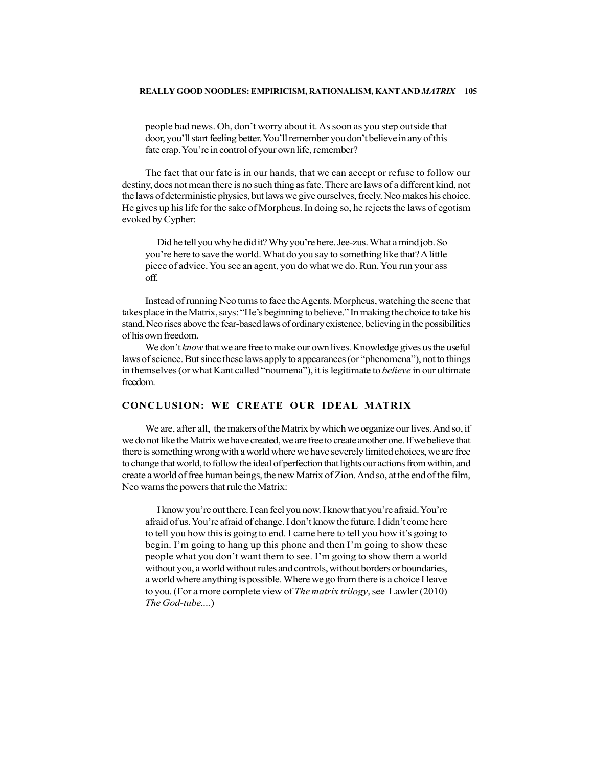people bad news. Oh, don't worry about it. As soon as you step outside that door, you'll start feeling better. You'll remember you don't believe in any of this fate crap. You're in control of your own life, remember?

The fact that our fate is in our hands, that we can accept or refuse to follow our destiny, does not mean there is no such thing as fate. There are laws of a different kind, not the laws of deterministic physics, but laws we give ourselves, freely. Neo makes his choice. He gives up his life for the sake of Morpheus. In doing so, he rejects the laws of egotism evoked by Cypher:

> Did he tell you why he did it? Why you're here. Jee-zus. What a mind job. So you're here to save the world. What do you say to something like that? A little piece of advice. You see an agent, you do what we do. Run. You run your ass off.

Instead of running Neo turns to face the Agents. Morpheus, watching the scene that takes place in the Matrix, says: "He's beginning to believe." In making the choice to take his stand, Neo rises above the fear-based laws of ordinary existence, believing in the possibilities of his own freedom.

We don't *know* that we are free to make our own lives. Knowledge gives us the useful laws of science. But since these laws apply to appearances (or "phenomena"), not to things in themselves (or what Kant called "noumena"), it is legitimate to *believe* in our ultimate freedom.

## CONCLUSION: WE CREATE OUR IDEAL MATRIX

We are, after all, the makers of the Matrix by which we organize our lives. And so, if we do not like the Matrix we have created, we are free to create another one. If we believe that there is something wrong with a world where we have severely limited choices, we are free to change that world, to follow the ideal of perfection that lights our actions from within, and create a world of free human beings, the new Matrix of Zion. And so, at the end of the film, Neo warns the powers that rule the Matrix:

> I know you're out there. I can feel you now. I know that you're afraid. You're afraid of us. You're afraid of change. I don't know the future. I didn't come here to tell you how this is going to end. I came here to tell you how it's going to begin. I'm going to hang up this phone and then I'm going to show these people what you don't want them to see. I'm going to show them a world without you, a world without rules and controls, without borders or boundaries, a world where anything is possible. Where we go from there is a choice I leave to you. (For a more complete view of *The matrix trilogy*, see Lawler (2010) *The God-tube....*)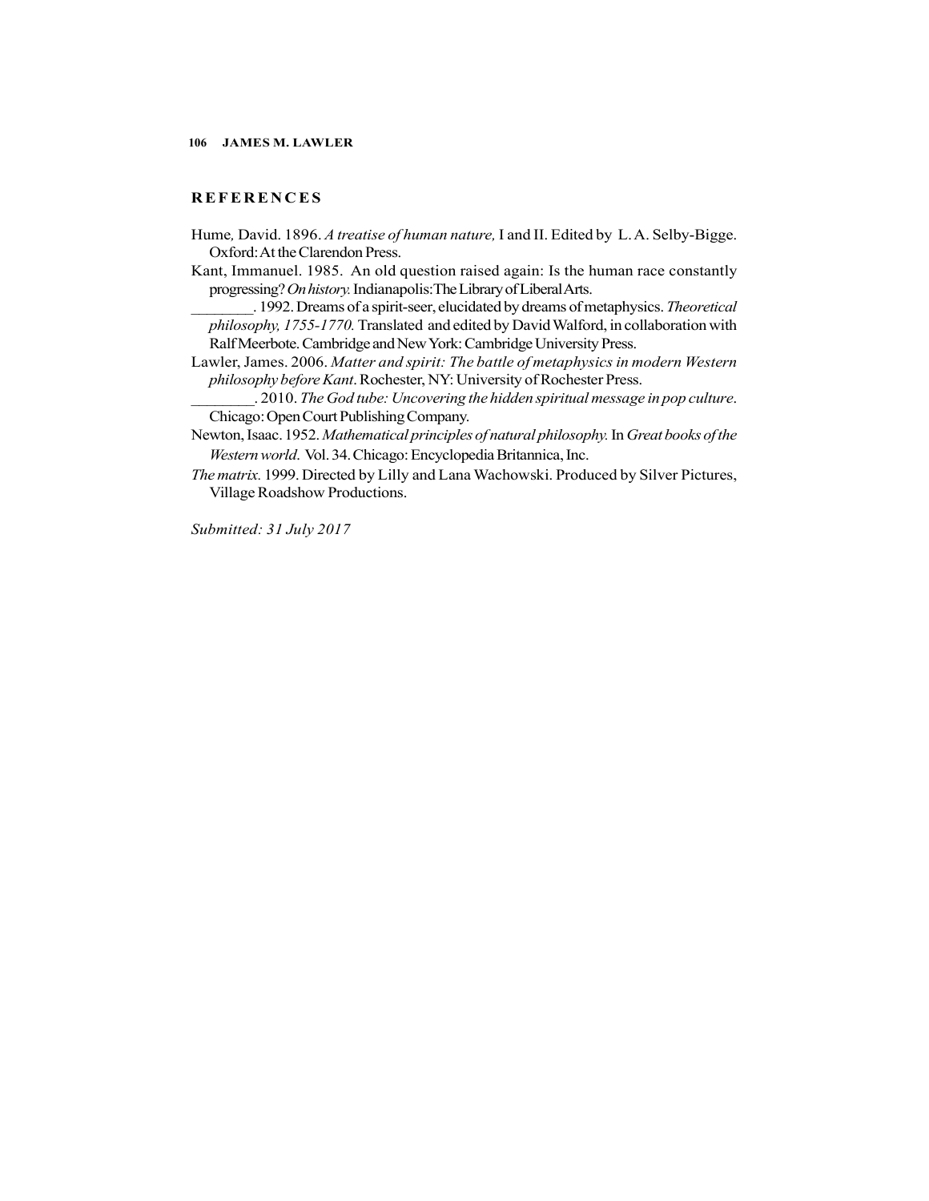## REFERENCES

Hume, David. 1896. *A treatise of human nature,* I and II. Edited by L. A. Selby-Bigge. Oxford: At the Clarendon Press.

Kant, Immanuel. 1985. An old question raised again: Is the human race constantly progressing? *On history.* Indianapolis: The Library of Liberal Arts.

________. 1992. Dreams of a spirit-seer, elucidated by dreams of metaphysics. *Theoretical philosophy, 1755-1770.* Translated and edited by David Walford, in collaboration with Ralf Meerbote. Cambridge and New York: Cambridge University Press.

Lawler, James. 2006. *Matter and spirit: The battle of metaphysics in modern Western philosophy before Kant*. Rochester, NY: University of Rochester Press.

________. 2010. *The God tube: Uncovering the hidden spiritual message in pop culture*. Chicago: Open Court Publishing Company.

Newton, Isaac. 1952. *Mathematical principles of natural philosophy.* In *Great books of the Western world*. Vol. 34. Chicago: Encyclopedia Britannica, Inc.

*The matrix.* 1999. Directed by Lilly and Lana Wachowski. Produced by Silver Pictures, Village Roadshow Productions.

*Submitted: 31 July 2017*